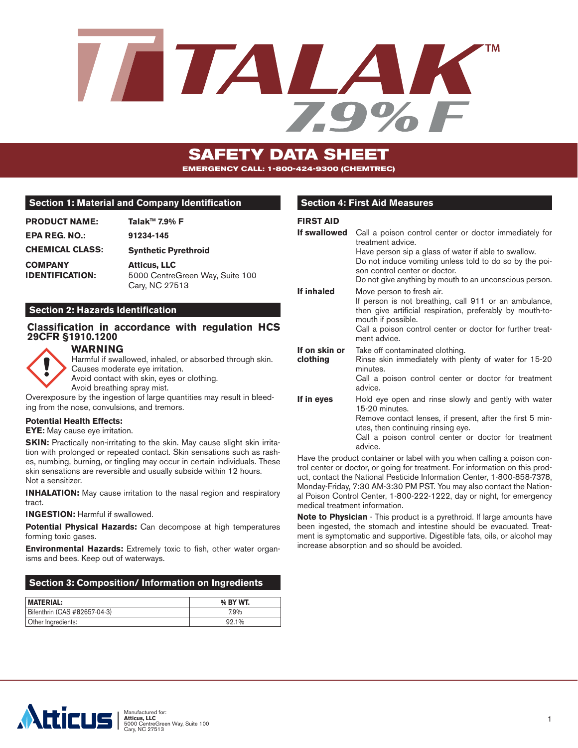# TALAK™ 7.9% F

## SAFETY DATA SHEET

**EMERGENCY CALL: 1-800-424-9300 (CHEMTREC)**

## Section 1: Material and Company Identification

| | |
|---|---|
| **PRODUCT NAME:** | **Talak™ 7.9% F** |
| **EPA REG. NO.:** | **91234-145** |
| **CHEMICAL CLASS:** | **Synthetic Pyrethroid** |
| **COMPANY IDENTIFICATION:** | **Atticus, LLC** 5000 CentreGreen Way, Suite 100 Cary, NC 27513 |

## Section 2: Hazards Identification

### Classification in accordance with regulation HCS 29CFR §1910.1200

**WARNING**

Harmful if swallowed, inhaled, or absorbed through skin.
Causes moderate eye irritation.
Avoid contact with skin, eyes or clothing.
Avoid breathing spray mist.

Overexposure by the ingestion of large quantities may result in bleeding from the nose, convulsions, and tremors.

**Potential Health Effects:**

**EYE:** May cause eye irritation.

**SKIN:** Practically non-irritating to the skin. May cause slight skin irritation with prolonged or repeated contact. Skin sensations such as rashes, numbing, burning, or tingling may occur in certain individuals. These skin sensations are reversible and usually subside within 12 hours. Not a sensitizer.

**INHALATION:** May cause irritation to the nasal region and respiratory tract.

**INGESTION:** Harmful if swallowed.

**Potential Physical Hazards:** Can decompose at high temperatures forming toxic gases.

**Environmental Hazards:** Extremely toxic to fish, other water organisms and bees. Keep out of waterways.

## Section 3: Composition/ Information on Ingredients

| MATERIAL: | % BY WT. |
|---|---|
| Bifenthrin (CAS #82657-04-3) | 7.9% |
| Other Ingredients: | 92.1% |

## Section 4: First Aid Measures

**FIRST AID**

**If swallowed**
Call a poison control center or doctor immediately for treatment advice.
Have person sip a glass of water if able to swallow.
Do not induce vomiting unless told to do so by the poison control center or doctor.
Do not give anything by mouth to an unconscious person.

**If inhaled**
Move person to fresh air.
If person is not breathing, call 911 or an ambulance, then give artificial respiration, preferably by mouth-to-mouth if possible.
Call a poison control center or doctor for further treatment advice.

**If on skin or clothing**
Take off contaminated clothing.
Rinse skin immediately with plenty of water for 15-20 minutes.
Call a poison control center or doctor for treatment advice.

**If in eyes**
Hold eye open and rinse slowly and gently with water 15-20 minutes.
Remove contact lenses, if present, after the first 5 minutes, then continuing rinsing eye.
Call a poison control center or doctor for treatment advice.

Have the product container or label with you when calling a poison control center or doctor, or going for treatment. For information on this product, contact the National Pesticide Information Center, 1-800-858-7378, Monday-Friday, 7:30 AM-3:30 PM PST. You may also contact the National Poison Control Center, 1-800-222-1222, day or night, for emergency medical treatment information.

**Note to Physician** - This product is a pyrethroid. If large amounts have been ingested, the stomach and intestine should be evacuated. Treatment is symptomatic and supportive. Digestible fats, oils, or alcohol may increase absorption and so should be avoided.

Manufactured for:
**Atticus, LLC**
5000 CentreGreen Way, Suite 100
Cary, NC 27513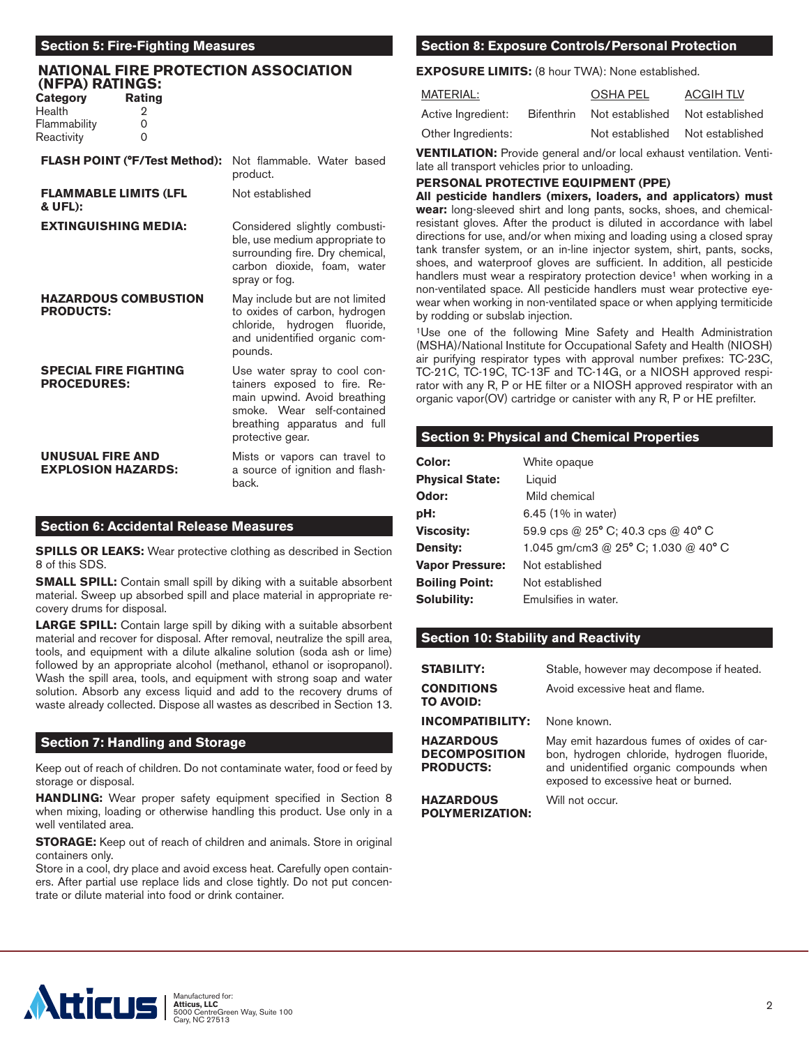## Section 5: Fire-Fighting Measures

### NATIONAL FIRE PROTECTION ASSOCIATION (NFPA) RATINGS:

| Category | Rating |
|---|---|
| Health | 2 |
| Flammability | 0 |
| Reactivity | 0 |

| | |
|---|---|
| **FLASH POINT (°F/Test Method):** | Not flammable. Water based product. |
| **FLAMMABLE LIMITS (LFL & UFL):** | Not established |
| **EXTINGUISHING MEDIA:** | Considered slightly combustible, use medium appropriate to surrounding fire. Dry chemical, carbon dioxide, foam, water spray or fog. |
| **HAZARDOUS COMBUSTION PRODUCTS:** | May include but are not limited to oxides of carbon, hydrogen chloride, hydrogen fluoride, and unidentified organic compounds. |
| **SPECIAL FIRE FIGHTING PROCEDURES:** | Use water spray to cool containers exposed to fire. Remain upwind. Avoid breathing smoke. Wear self-contained breathing apparatus and full protective gear. |
| **UNUSUAL FIRE AND EXPLOSION HAZARDS:** | Mists or vapors can travel to a source of ignition and flashback. |

## Section 6: Accidental Release Measures

**SPILLS OR LEAKS:** Wear protective clothing as described in Section 8 of this SDS.

**SMALL SPILL:** Contain small spill by diking with a suitable absorbent material. Sweep up absorbed spill and place material in appropriate recovery drums for disposal.

**LARGE SPILL:** Contain large spill by diking with a suitable absorbent material and recover for disposal. After removal, neutralize the spill area, tools, and equipment with a dilute alkaline solution (soda ash or lime) followed by an appropriate alcohol (methanol, ethanol or isopropanol). Wash the spill area, tools, and equipment with strong soap and water solution. Absorb any excess liquid and add to the recovery drums of waste already collected. Dispose all wastes as described in Section 13.

## Section 7: Handling and Storage

Keep out of reach of children. Do not contaminate water, food or feed by storage or disposal.

**HANDLING:** Wear proper safety equipment specified in Section 8 when mixing, loading or otherwise handling this product. Use only in a well ventilated area.

**STORAGE:** Keep out of reach of children and animals. Store in original containers only.
Store in a cool, dry place and avoid excess heat. Carefully open containers. After partial use replace lids and close tightly. Do not put concentrate or dilute material into food or drink container.

## Section 8: Exposure Controls/Personal Protection

**EXPOSURE LIMITS:** (8 hour TWA): None established.

| MATERIAL: | | OSHA PEL | ACGIH TLV |
|---|---|---|---|
| Active Ingredient: | Bifenthrin | Not established | Not established |
| Other Ingredients: | | Not established | Not established |

**VENTILATION:** Provide general and/or local exhaust ventilation. Ventilate all transport vehicles prior to unloading.

**PERSONAL PROTECTIVE EQUIPMENT (PPE)**

**All pesticide handlers (mixers, loaders, and applicators) must wear:** long-sleeved shirt and long pants, socks, shoes, and chemical-resistant gloves. After the product is diluted in accordance with label directions for use, and/or when mixing and loading using a closed spray tank transfer system, or an in-line injector system, shirt, pants, socks, shoes, and waterproof gloves are sufficient. In addition, all pesticide handlers must wear a respiratory protection device[1] when working in a non-ventilated space. All pesticide handlers must wear protective eyewear when working in non-ventilated space or when applying termiticide by rodding or subslab injection.

[1]Use one of the following Mine Safety and Health Administration (MSHA)/National Institute for Occupational Safety and Health (NIOSH) air purifying respirator types with approval number prefixes: TC-23C, TC-21C, TC-19C, TC-13F and TC-14G, or a NIOSH approved respirator with any R, P or HE filter or a NIOSH approved respirator with an organic vapor(OV) cartridge or canister with any R, P or HE prefilter.

## Section 9: Physical and Chemical Properties

| | |
|---|---|
| **Color:** | White opaque |
| **Physical State:** | Liquid |
| **Odor:** | Mild chemical |
| **pH:** | 6.45 (1% in water) |
| **Viscosity:** | 59.9 cps @ 25° C; 40.3 cps @ 40° C |
| **Density:** | 1.045 gm/cm3 @ 25° C; 1.030 @ 40° C |
| **Vapor Pressure:** | Not established |
| **Boiling Point:** | Not established |
| **Solubility:** | Emulsifies in water. |

## Section 10: Stability and Reactivity

| | |
|---|---|
| **STABILITY:** | Stable, however may decompose if heated. |
| **CONDITIONS TO AVOID:** | Avoid excessive heat and flame. |
| **INCOMPATIBILITY:** | None known. |
| **HAZARDOUS DECOMPOSITION PRODUCTS:** | May emit hazardous fumes of oxides of carbon, hydrogen chloride, hydrogen fluoride, and unidentified organic compounds when exposed to excessive heat or burned. |
| **HAZARDOUS POLYMERIZATION:** | Will not occur. |

Manufactured for:
**Atticus, LLC**
5000 CentreGreen Way, Suite 100
Cary, NC 27513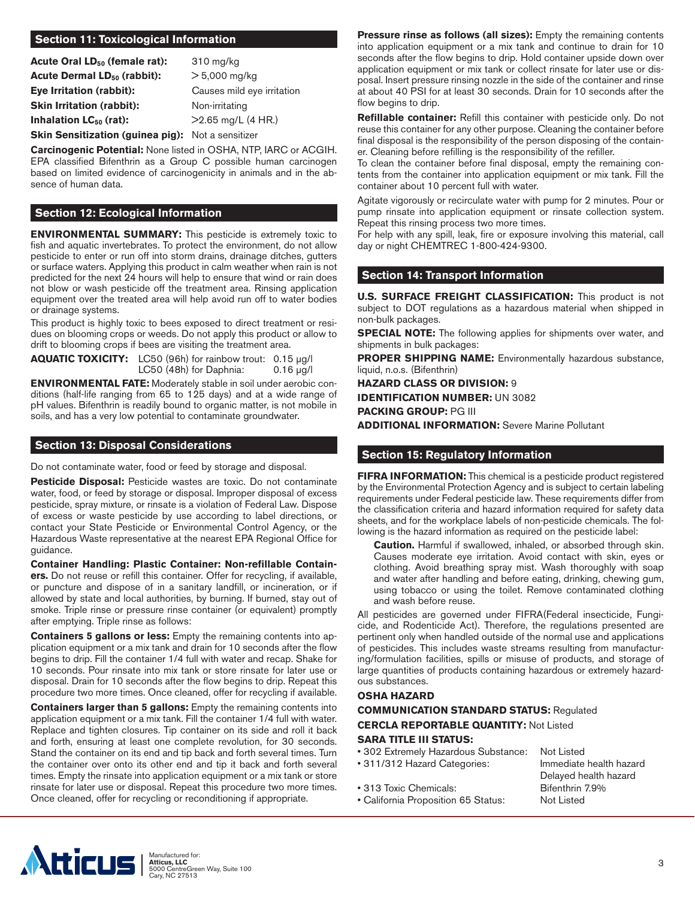## Section 11: Toxicological Information

| | |
|---|---|
| **Acute Oral $LD_{50}$ (female rat):** | 310 mg/kg |
| **Acute Dermal $LD_{50}$ (rabbit):** | > 5,000 mg/kg |
| **Eye Irritation (rabbit):** | Causes mild eye irritation |
| **Skin Irritation (rabbit):** | Non-irritating |
| **Inhalation $LC_{50}$ (rat):** | >2.65 mg/L (4 HR.) |
| **Skin Sensitization (guinea pig):** | Not a sensitizer |

**Carcinogenic Potential:** None listed in OSHA, NTP, IARC or ACGIH. EPA classified Bifenthrin as a Group C possible human carcinogen based on limited evidence of carcinogenicity in animals and in the absence of human data.

## Section 12: Ecological Information

**ENVIRONMENTAL SUMMARY:** This pesticide is extremely toxic to fish and aquatic invertebrates. To protect the environment, do not allow pesticide to enter or run off into storm drains, drainage ditches, gutters or surface waters. Applying this product in calm weather when rain is not predicted for the next 24 hours will help to ensure that wind or rain does not blow or wash pesticide off the treatment area. Rinsing application equipment over the treated area will help avoid run off to water bodies or drainage systems.

This product is highly toxic to bees exposed to direct treatment or residues on blooming crops or weeds. Do not apply this product or allow to drift to blooming crops if bees are visiting the treatment area.

**AQUATIC TOXICITY:** LC50 (96h) for rainbow trout: 0.15 µg/l
LC50 (48h) for Daphnia: 0.16 µg/l

**ENVIRONMENTAL FATE:** Moderately stable in soil under aerobic conditions (half-life ranging from 65 to 125 days) and at a wide range of pH values. Bifenthrin is readily bound to organic matter, is not mobile in soils, and has a very low potential to contaminate groundwater.

## Section 13: Disposal Considerations

Do not contaminate water, food or feed by storage and disposal.

**Pesticide Disposal:** Pesticide wastes are toxic. Do not contaminate water, food, or feed by storage or disposal. Improper disposal of excess pesticide, spray mixture, or rinsate is a violation of Federal Law. Dispose of excess or waste pesticide by use according to label directions, or contact your State Pesticide or Environmental Control Agency, or the Hazardous Waste representative at the nearest EPA Regional Office for guidance.

**Container Handling: Plastic Container: Non-refillable Containers.** Do not reuse or refill this container. Offer for recycling, if available, or puncture and dispose of in a sanitary landfill, or incineration, or if allowed by state and local authorities, by burning. If burned, stay out of smoke. Triple rinse or pressure rinse container (or equivalent) promptly after emptying. Triple rinse as follows:

**Containers 5 gallons or less:** Empty the remaining contents into application equipment or a mix tank and drain for 10 seconds after the flow begins to drip. Fill the container 1/4 full with water and recap. Shake for 10 seconds. Pour rinsate into mix tank or store rinsate for later use or disposal. Drain for 10 seconds after the flow begins to drip. Repeat this procedure two more times. Once cleaned, offer for recycling if available.

**Containers larger than 5 gallons:** Empty the remaining contents into application equipment or a mix tank. Fill the container 1/4 full with water. Replace and tighten closures. Tip container on its side and roll it back and forth, ensuring at least one complete revolution, for 30 seconds. Stand the container on its end and tip back and forth several times. Turn the container over onto its other end and tip it back and forth several times. Empty the rinsate into application equipment or a mix tank or store rinsate for later use or disposal. Repeat this procedure two more times. Once cleaned, offer for recycling or reconditioning if appropriate.

**Pressure rinse as follows (all sizes):** Empty the remaining contents into application equipment or a mix tank and continue to drain for 10 seconds after the flow begins to drip. Hold container upside down over application equipment or mix tank or collect rinsate for later use or disposal. Insert pressure rinsing nozzle in the side of the container and rinse at about 40 PSI for at least 30 seconds. Drain for 10 seconds after the flow begins to drip.

**Refillable container:** Refill this container with pesticide only. Do not reuse this container for any other purpose. Cleaning the container before final disposal is the responsibility of the person disposing of the container. Cleaning before refilling is the responsibility of the refiller.
To clean the container before final disposal, empty the remaining contents from the container into application equipment or mix tank. Fill the container about 10 percent full with water.

Agitate vigorously or recirculate water with pump for 2 minutes. Pour or pump rinsate into application equipment or rinsate collection system. Repeat this rinsing process two more times.
For help with any spill, leak, fire or exposure involving this material, call day or night CHEMTREC 1-800-424-9300.

## Section 14: Transport Information

**U.S. SURFACE FREIGHT CLASSIFICATION:** This product is not subject to DOT regulations as a hazardous material when shipped in non-bulk packages.

**SPECIAL NOTE:** The following applies for shipments over water, and shipments in bulk packages:

**PROPER SHIPPING NAME:** Environmentally hazardous substance, liquid, n.o.s. (Bifenthrin)

**HAZARD CLASS OR DIVISION:** 9

**IDENTIFICATION NUMBER:** UN 3082

**PACKING GROUP:** PG III

**ADDITIONAL INFORMATION:** Severe Marine Pollutant

## Section 15: Regulatory Information

**FIFRA INFORMATION:** This chemical is a pesticide product registered by the Environmental Protection Agency and is subject to certain labeling requirements under Federal pesticide law. These requirements differ from the classification criteria and hazard information required for safety data sheets, and for the workplace labels of non-pesticide chemicals. The following is the hazard information as required on the pesticide label:

> **Caution.** Harmful if swallowed, inhaled, or absorbed through skin. Causes moderate eye irritation. Avoid contact with skin, eyes or clothing. Avoid breathing spray mist. Wash thoroughly with soap and water after handling and before eating, drinking, chewing gum, using tobacco or using the toilet. Remove contaminated clothing and wash before reuse.

All pesticides are governed under FIFRA(Federal insecticide, Fungicide, and Rodenticide Act). Therefore, the regulations presented are pertinent only when handled outside of the normal use and applications of pesticides. This includes waste streams resulting from manufacturing/formulation facilities, spills or misuse of products, and storage of large quantities of products containing hazardous or extremely hazardous substances.

**OSHA HAZARD**

**COMMUNICATION STANDARD STATUS:** Regulated

**CERCLA REPORTABLE QUANTITY:** Not Listed

**SARA TITLE III STATUS:**

| | |
|---|---|
| • 302 Extremely Hazardous Substance: | Not Listed |
| • 311/312 Hazard Categories: | Immediate health hazard<br>Delayed health hazard |
| • 313 Toxic Chemicals: | Bifenthrin 7.9% |
| • California Proposition 65 Status: | Not Listed |

Manufactured for:
**Atticus, LLC**
5000 CentreGreen Way, Suite 100
Cary, NC 27513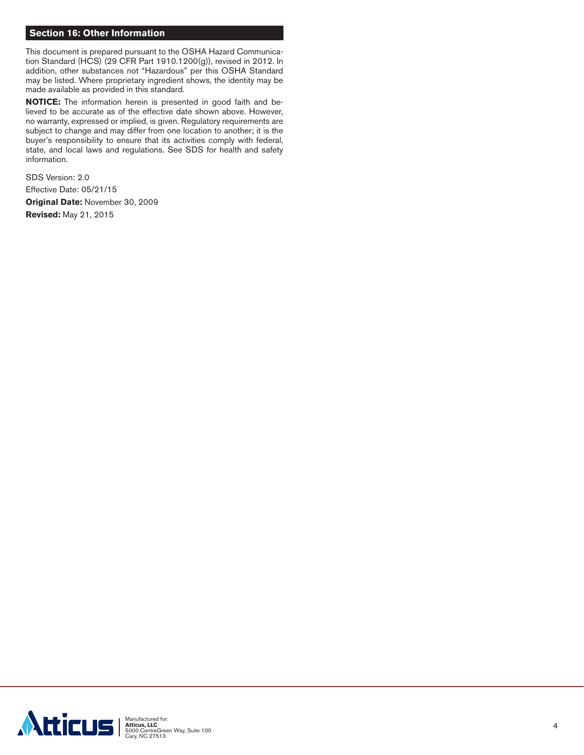## Section 16: Other Information

This document is prepared pursuant to the OSHA Hazard Communication Standard (HCS) (29 CFR Part 1910.1200(g)), revised in 2012. In addition, other substances not "Hazardous" per this OSHA Standard may be listed. Where proprietary ingredient shows, the identity may be made available as provided in this standard.

**NOTICE:** The information herein is presented in good faith and believed to be accurate as of the effective date shown above. However, no warranty, expressed or implied, is given. Regulatory requirements are subject to change and may differ from one location to another; it is the buyer's responsibility to ensure that its activities comply with federal, state, and local laws and regulations. See SDS for health and safety information.

SDS Version: 2.0

Effective Date: 05/21/15

**Original Date:** November 30, 2009

**Revised:** May 21, 2015

Manufactured for:
**Atticus, LLC**
5000 CentreGreen Way, Suite 100
Cary, NC 27513